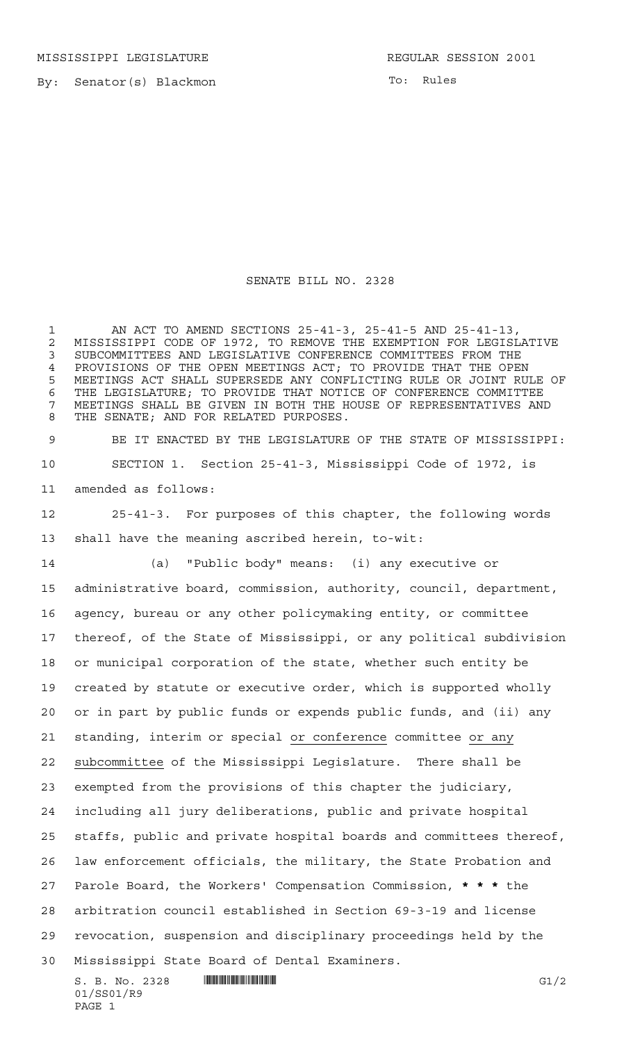MISSISSIPPI LEGISLATURE REGULAR SESSION 2001

By: Senator(s) Blackmon

To: Rules

# SENATE BILL NO. 2328

AN ACT TO AMEND SECTIONS 25-41-3, 25-41-5 AND 25-41-13, MISSISSIPPI CODE OF 1972, TO REMOVE THE EXEMPTION FOR LEGISLATIVE SUBCOMMITTEES AND LEGISLATIVE CONFERENCE COMMITTEES FROM THE PROVISIONS OF THE OPEN MEETINGS ACT; TO PROVIDE THAT THE OPEN MEETINGS ACT SHALL SUPERSEDE ANY CONFLICTING RULE OR JOINT RULE OF THE LEGISLATURE; TO PROVIDE THAT NOTICE OF CONFERENCE COMMITTEE MEETINGS SHALL BE GIVEN IN BOTH THE HOUSE OF REPRESENTATIVES AND THE SENATE; AND FOR RELATED PURPOSES.

BE IT ENACTED BY THE LEGISLATURE OF THE STATE OF MISSISSIPPI:

SECTION 1. Section 25-41-3, Mississippi Code of 1972, is amended as follows:

25-41-3. For purposes of this chapter, the following words shall have the meaning ascribed herein, to-wit:

(a) "Public body" means: (i) any executive or administrative board, commission, authority, council, department, agency, bureau or any other policymaking entity, or committee thereof, of the State of Mississippi, or any political subdivision or municipal corporation of the state, whether such entity be created by statute or executive order, which is supported wholly or in part by public funds or expends public funds, and (ii) any standing, interim or special or conference committee or any subcommittee of the Mississippi Legislature. There shall be exempted from the provisions of this chapter the judiciary, including all jury deliberations, public and private hospital staffs, public and private hospital boards and committees thereof, law enforcement officials, the military, the State Probation and Parole Board, the Workers' Compensation Commission, **\* \* \*** the arbitration council established in Section 69-3-19 and license revocation, suspension and disciplinary proceedings held by the Mississippi State Board of Dental Examiners.

S. B. No. 2328
01/SS01/R9
PAGE 1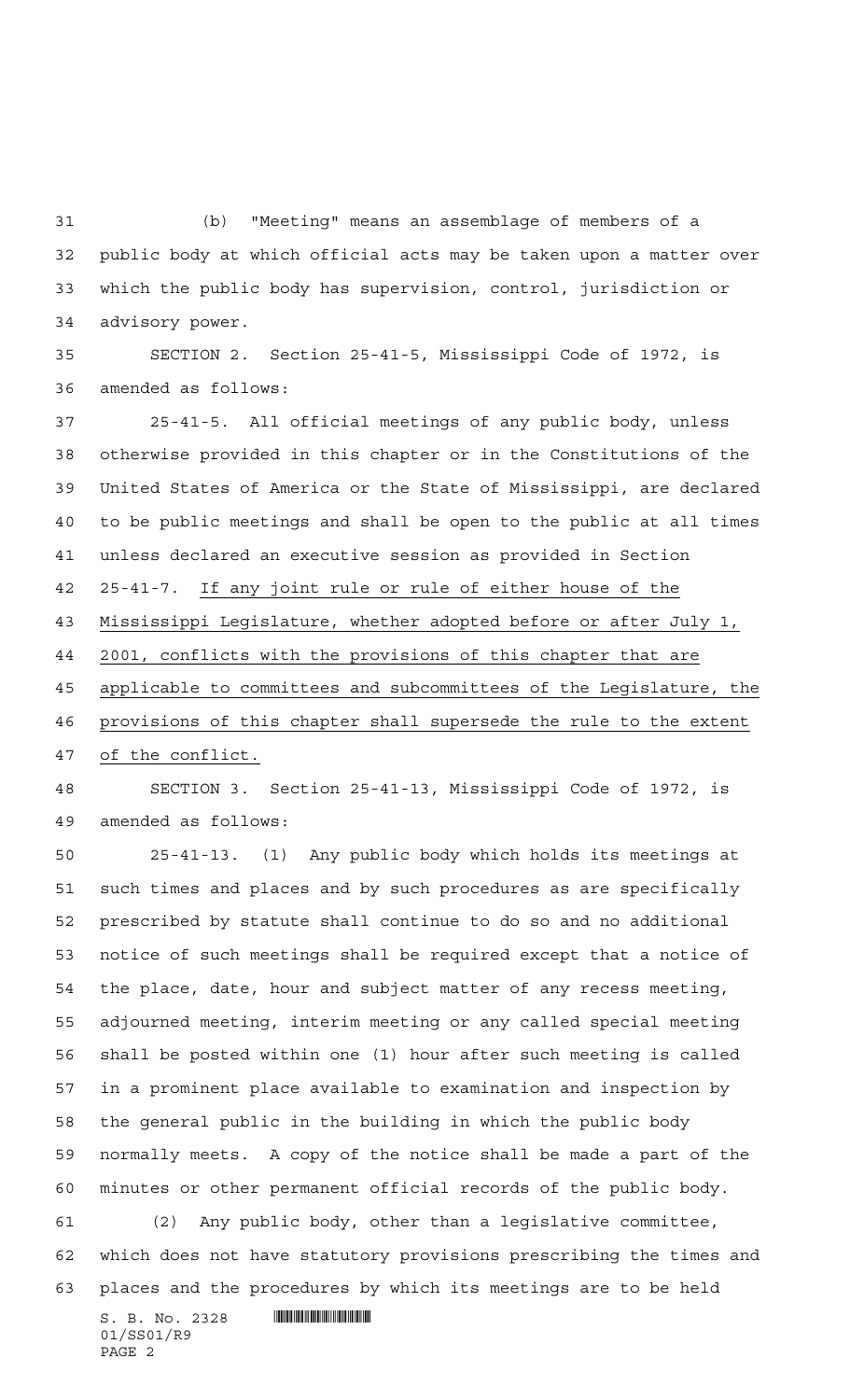(b) "Meeting" means an assemblage of members of a public body at which official acts may be taken upon a matter over which the public body has supervision, control, jurisdiction or advisory power.

SECTION 2. Section 25-41-5, Mississippi Code of 1972, is amended as follows:

25-41-5. All official meetings of any public body, unless otherwise provided in this chapter or in the Constitutions of the United States of America or the State of Mississippi, are declared to be public meetings and shall be open to the public at all times unless declared an executive session as provided in Section 25-41-7. <u>If any joint rule or rule of either house of the Mississippi Legislature, whether adopted before or after July 1, 2001, conflicts with the provisions of this chapter that are applicable to committees and subcommittees of the Legislature, the provisions of this chapter shall supersede the rule to the extent of the conflict.</u>

SECTION 3. Section 25-41-13, Mississippi Code of 1972, is amended as follows:

25-41-13. (1) Any public body which holds its meetings at such times and places and by such procedures as are specifically prescribed by statute shall continue to do so and no additional notice of such meetings shall be required except that a notice of the place, date, hour and subject matter of any recess meeting, adjourned meeting, interim meeting or any called special meeting shall be posted within one (1) hour after such meeting is called in a prominent place available to examination and inspection by the general public in the building in which the public body normally meets. A copy of the notice shall be made a part of the minutes or other permanent official records of the public body.

(2) Any public body, other than a legislative committee, which does not have statutory provisions prescribing the times and places and the procedures by which its meetings are to be held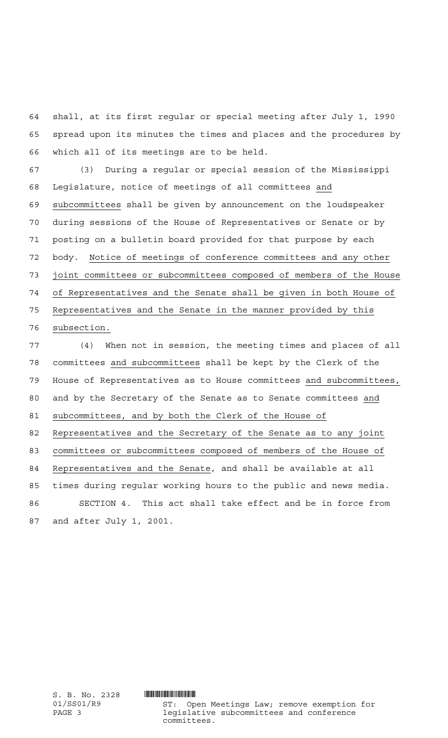shall, at its first regular or special meeting after July 1, 1990 spread upon its minutes the times and places and the procedures by which all of its meetings are to be held.

(3) During a regular or special session of the Mississippi Legislature, notice of meetings of all committees and subcommittees shall be given by announcement on the loudspeaker during sessions of the House of Representatives or Senate or by posting on a bulletin board provided for that purpose by each body. Notice of meetings of conference committees and any other joint committees or subcommittees composed of members of the House of Representatives and the Senate shall be given in both House of Representatives and the Senate in the manner provided by this subsection.

(4) When not in session, the meeting times and places of all committees and subcommittees shall be kept by the Clerk of the House of Representatives as to House committees and subcommittees, and by the Secretary of the Senate as to Senate committees and subcommittees, and by both the Clerk of the House of Representatives and the Secretary of the Senate as to any joint committees or subcommittees composed of members of the House of Representatives and the Senate, and shall be available at all times during regular working hours to the public and news media.

SECTION 4. This act shall take effect and be in force from and after July 1, 2001.

S. B. No. 2328
01/SS01/R9

ST: Open Meetings Law; remove exemption for legislative subcommittees and conference committees.